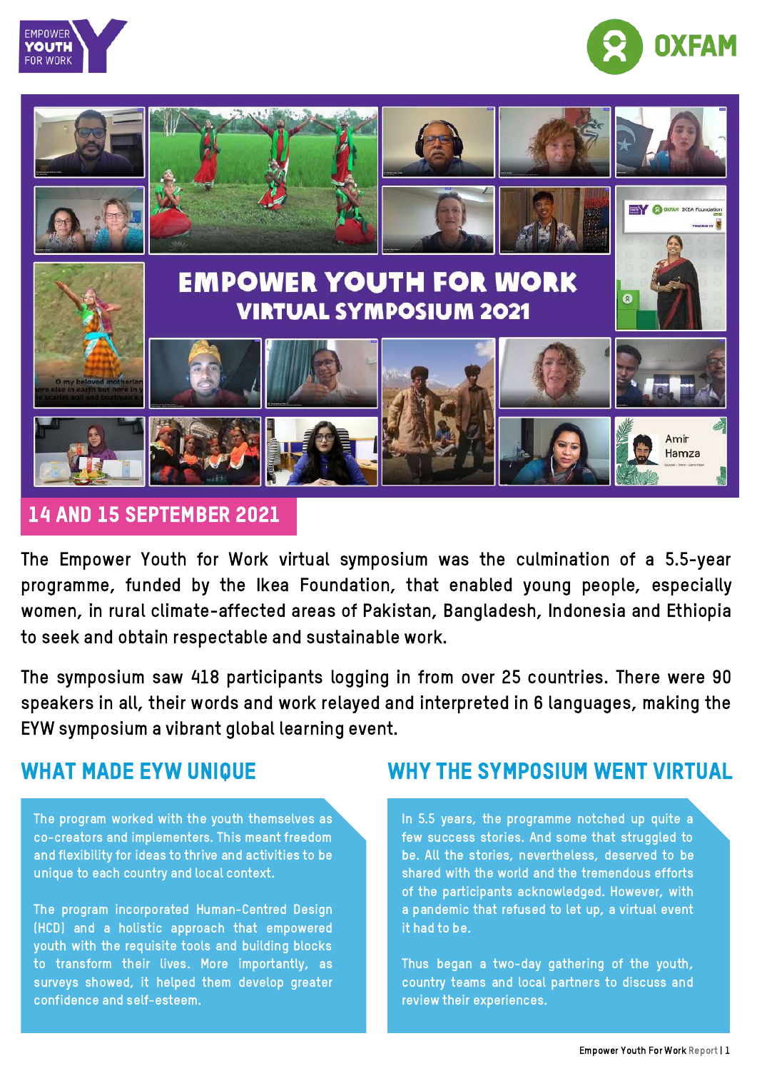# EMPOWER YOUTH FOR WORK VIRTUAL SYMPOSIUM 2021

**14 AND 15 SEPTEMBER 2021**

The Empower Youth for Work virtual symposium was the culmination of a 5.5-year programme, funded by the Ikea Foundation, that enabled young people, especially women, in rural climate-affected areas of Pakistan, Bangladesh, Indonesia and Ethiopia to seek and obtain respectable and sustainable work.

The symposium saw 418 participants logging in from over 25 countries. There were 90 speakers in all, their words and work relayed and interpreted in 6 languages, making the EYW symposium a vibrant global learning event.

## WHAT MADE EYW UNIQUE

The program worked with the youth themselves as co-creators and implementers. This meant freedom and flexibility for ideas to thrive and activities to be unique to each country and local context.

The program incorporated Human-Centred Design (HCD) and a holistic approach that empowered youth with the requisite tools and building blocks to transform their lives. More importantly, as surveys showed, it helped them develop greater confidence and self-esteem.

## WHY THE SYMPOSIUM WENT VIRTUAL

In 5.5 years, the programme notched up quite a few success stories. And some that struggled to be. All the stories, nevertheless, deserved to be shared with the world and the tremendous efforts of the participants acknowledged. However, with a pandemic that refused to let up, a virtual event it had to be.

Thus began a two-day gathering of the youth, country teams and local partners to discuss and review their experiences.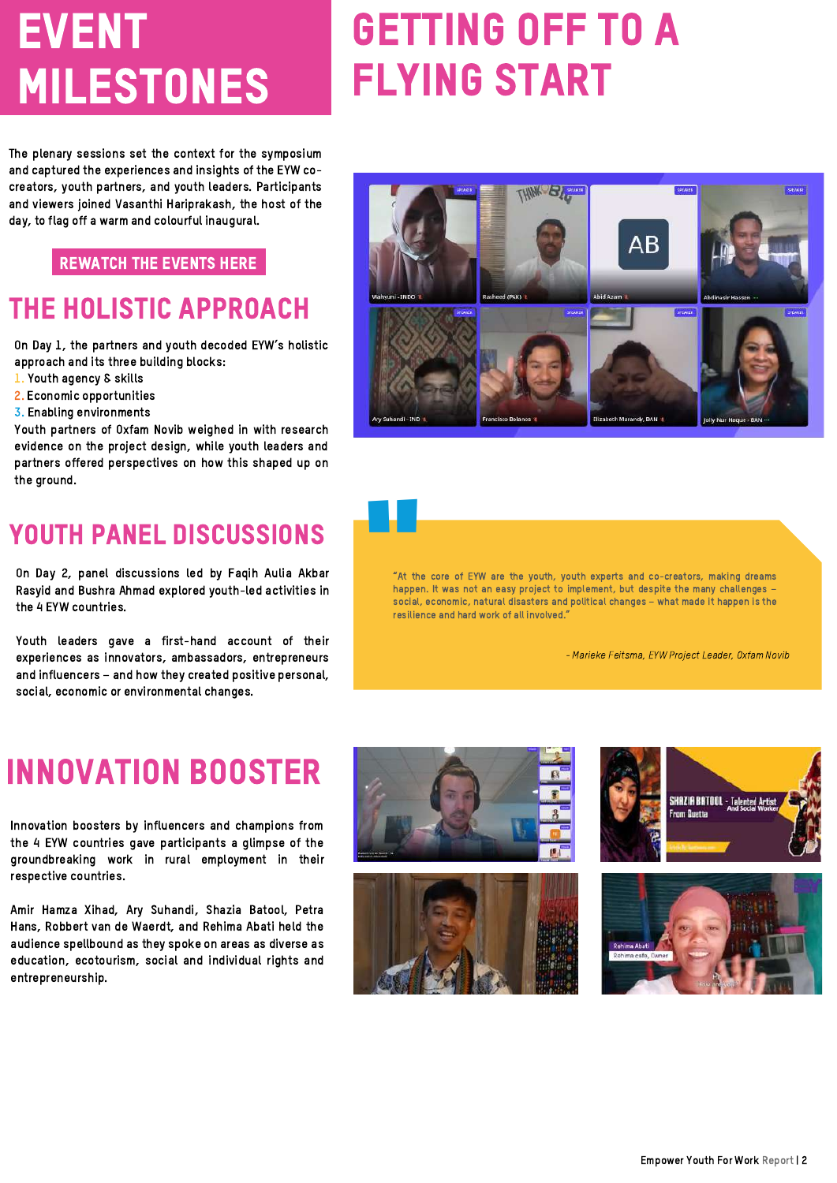# EVENT MILESTONES

# GETTING OFF TO A FLYING START

The plenary sessions set the context for the symposium and captured the experiences and insights of the EYW co-creators, youth partners, and youth leaders. Participants and viewers joined Vasanthi Hariprakash, the host of the day, to flag off a warm and colourful inaugural.

**REWATCH THE EVENTS HERE**

## THE HOLISTIC APPROACH

On Day 1, the partners and youth decoded EYW's holistic approach and its three building blocks:

1. Youth agency & skills
2. Economic opportunities
3. Enabling environments

Youth partners of Oxfam Novib weighed in with research evidence on the project design, while youth leaders and partners offered perspectives on how this shaped up on the ground.

## YOUTH PANEL DISCUSSIONS

On Day 2, panel discussions led by Faqih Aulia Akbar Rasyid and Bushra Ahmad explored youth-led activities in the 4 EYW countries.

Youth leaders gave a first-hand account of their experiences as innovators, ambassadors, entrepreneurs and influencers – and how they created positive personal, social, economic or environmental changes.

> "At the core of EYW are the youth, youth experts and co-creators, making dreams happen. It was not an easy project to implement, but despite the many challenges – social, economic, natural disasters and political changes – what made it happen is the resilience and hard work of all involved."
>
> *- Marieke Feitsma, EYW Project Leader, Oxfam Novib*

## INNOVATION BOOSTER

Innovation boosters by influencers and champions from the 4 EYW countries gave participants a glimpse of the groundbreaking work in rural employment in their respective countries.

Amir Hamza Xihad, Ary Suhandi, Shazia Batool, Petra Hans, Robbert van de Waerdt, and Rehima Abati held the audience spellbound as they spoke on areas as diverse as education, ecotourism, social and individual rights and entrepreneurship.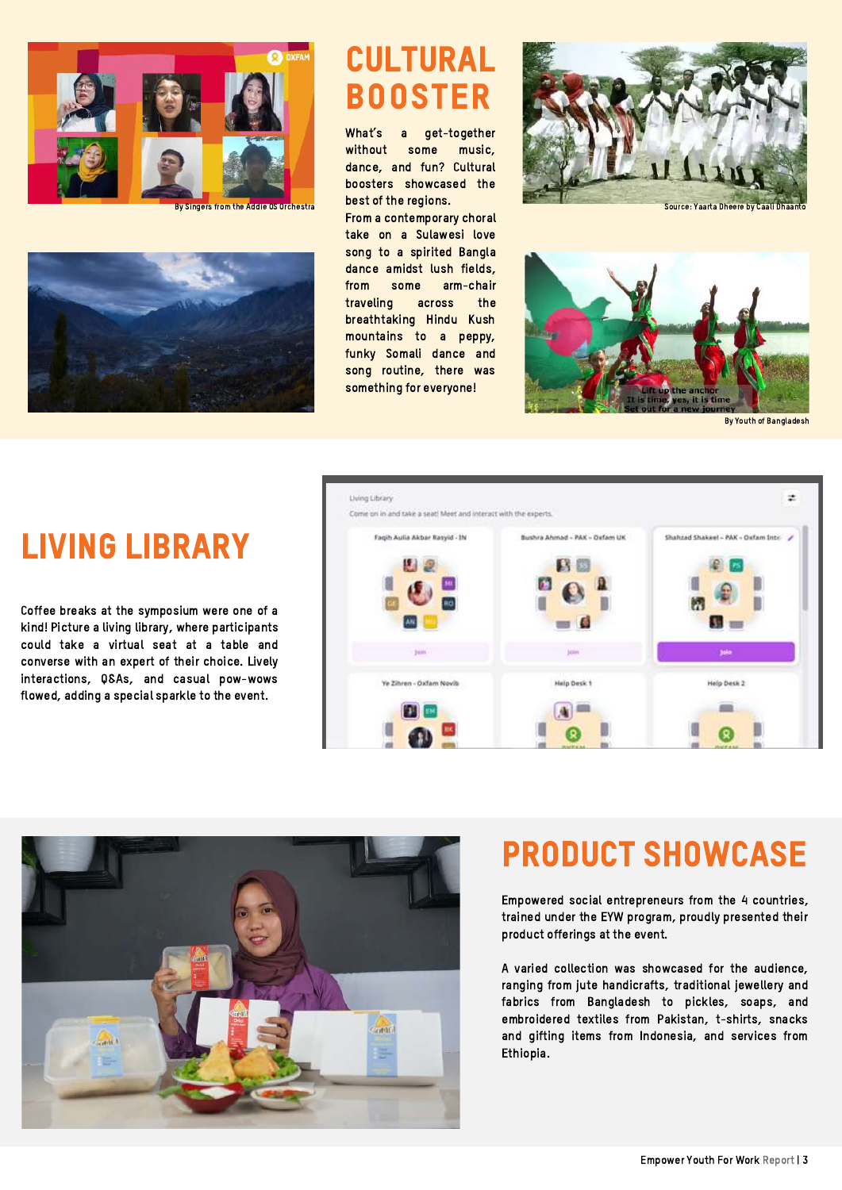# CULTURAL BOOSTER

What's a get-together without some music, dance, and fun? Cultural boosters showcased the best of the regions.

From a contemporary choral take on a Sulawesi love song to a spirited Bangla dance amidst lush fields, from some arm-chair traveling across the breathtaking Hindu Kush mountains to a peppy, funky Somali dance and song routine, there was something for everyone!

By Singers from the Addie DS Orchestra

Source: Yaarta Dheere by Caall Dhaanto

By Youth of Bangladesh

# LIVING LIBRARY

Coffee breaks at the symposium were one of a kind! Picture a living library, where participants could take a virtual seat at a table and converse with an expert of their choice. Lively interactions, Q&As, and casual pow-wows flowed, adding a special sparkle to the event.

# PRODUCT SHOWCASE

Empowered social entrepreneurs from the 4 countries, trained under the EYW program, proudly presented their product offerings at the event.

A varied collection was showcased for the audience, ranging from jute handicrafts, traditional jewellery and fabrics from Bangladesh to pickles, soaps, and embroidered textiles from Pakistan, t-shirts, snacks and gifting items from Indonesia, and services from Ethiopia.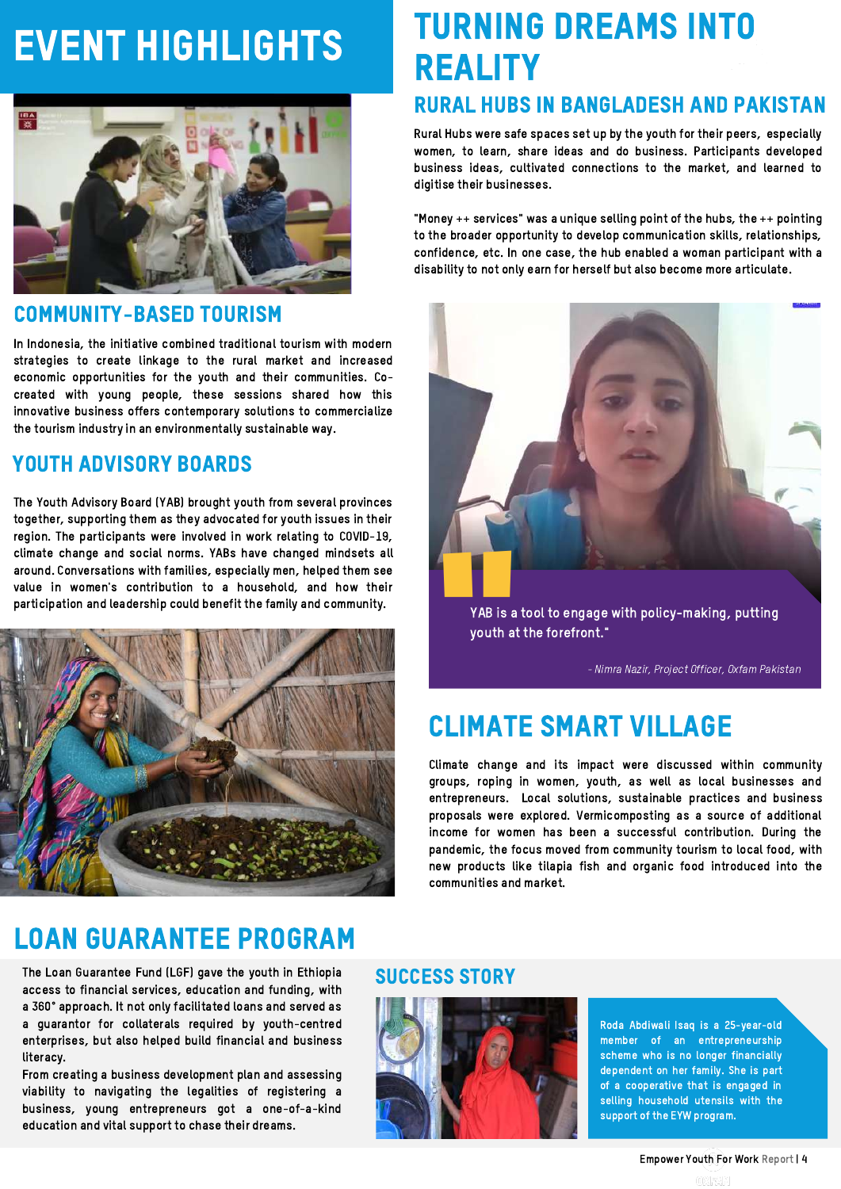# EVENT HIGHLIGHTS

## COMMUNITY-BASED TOURISM

In Indonesia, the initiative combined traditional tourism with modern strategies to create linkage to the rural market and increased economic opportunities for the youth and their communities. Co-created with young people, these sessions shared how this innovative business offers contemporary solutions to commercialize the tourism industry in an environmentally sustainable way.

## YOUTH ADVISORY BOARDS

The Youth Advisory Board (YAB) brought youth from several provinces together, supporting them as they advocated for youth issues in their region. The participants were involved in work relating to COVID-19, climate change and social norms. YABs have changed mindsets all around. Conversations with families, especially men, helped them see value in women's contribution to a household, and how their participation and leadership could benefit the family and community.

# TURNING DREAMS INTO REALITY

## RURAL HUBS IN BANGLADESH AND PAKISTAN

Rural Hubs were safe spaces set up by the youth for their peers, especially women, to learn, share ideas and do business. Participants developed business ideas, cultivated connections to the market, and learned to digitise their businesses.

"Money ++ services" was a unique selling point of the hubs, the ++ pointing to the broader opportunity to develop communication skills, relationships, confidence, etc. In one case, the hub enabled a woman participant with a disability to not only earn for herself but also become more articulate.

> YAB is a tool to engage with policy-making, putting youth at the forefront."
>
> *– Nimra Nazir, Project Officer, Oxfam Pakistan*

## CLIMATE SMART VILLAGE

Climate change and its impact were discussed within community groups, roping in women, youth, as well as local businesses and entrepreneurs. Local solutions, sustainable practices and business proposals were explored. Vermicomposting as a source of additional income for women has been a successful contribution. During the pandemic, the focus moved from community tourism to local food, with new products like tilapia fish and organic food introduced into the communities and market.

## LOAN GUARANTEE PROGRAM

The Loan Guarantee Fund (LGF) gave the youth in Ethiopia access to financial services, education and funding, with a 360° approach. It not only facilitated loans and served as a guarantor for collaterals required by youth-centred enterprises, but also helped build financial and business literacy.

From creating a business development plan and assessing viability to navigating the legalities of registering a business, young entrepreneurs got a one-of-a-kind education and vital support to chase their dreams.

## SUCCESS STORY

Roda Abdiwali Isaq is a 25-year-old member of an entrepreneurship scheme who is no longer financially dependent on her family. She is part of a cooperative that is engaged in selling household utensils with the support of the EYW program.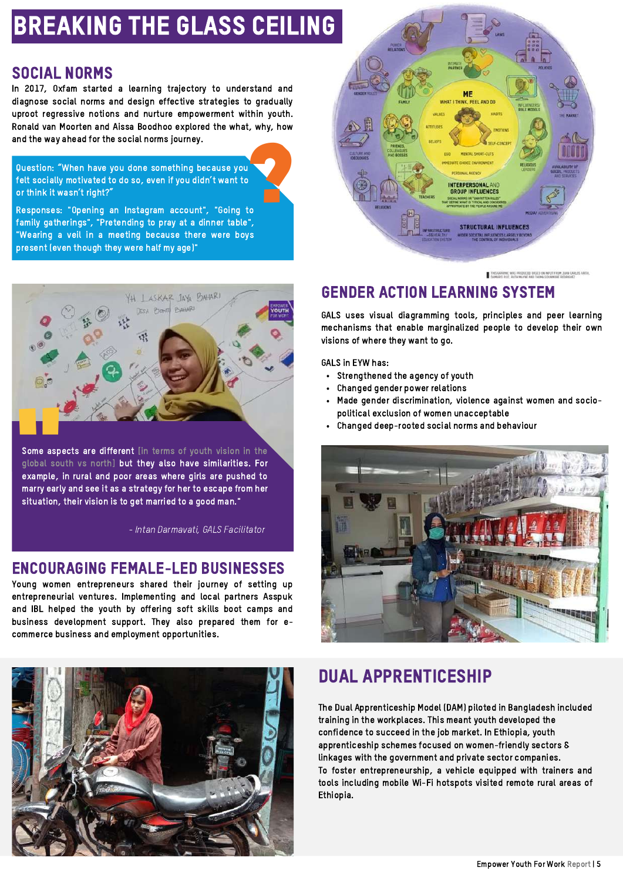# BREAKING THE GLASS CEILING

## SOCIAL NORMS

In 2017, Oxfam started a learning trajectory to understand and diagnose social norms and design effective strategies to gradually uproot regressive notions and nurture empowerment within youth. Ronald van Moorten and Aissa Boodhoo explored the what, why, how and the way ahead for the social norms journey.

Question: "When have you done something because you felt socially motivated to do so, even if you didn't want to or think it wasn't right?"

Responses: "Opening an Instagram account", "Going to family gatherings", "Pretending to pray at a dinner table", "Wearing a veil in a meeting because there were boys present (even though they were half my age)"

Some aspects are different [in terms of youth vision in the global south vs north] but they also have similarities. For example, in rural and poor areas where girls are pushed to marry early and see it as a strategy for her to escape from her situation, their vision is to get married to a good man."

*- Intan Darmavati, GALS Facilitator*

## GENDER ACTION LEARNING SYSTEM

GALS uses visual diagramming tools, principles and peer learning mechanisms that enable marginalized people to develop their own visions of where they want to go.

GALS in EYW has:

- Strengthened the agency of youth
- Changed gender power relations
- Made gender discrimination, violence against women and socio-political exclusion of women unacceptable
- Changed deep-rooted social norms and behaviour

## ENCOURAGING FEMALE-LED BUSINESSES

Young women entrepreneurs shared their journey of setting up entrepreneurial ventures. Implementing and local partners Asspuk and IBL helped the youth by offering soft skills boot camps and business development support. They also prepared them for e-commerce business and employment opportunities.

## DUAL APPRENTICESHIP

The Dual Apprenticeship Model (DAM) piloted in Bangladesh included training in the workplaces. This meant youth developed the confidence to succeed in the job market. In Ethiopia, youth apprenticeship schemes focused on women-friendly sectors & linkages with the government and private sector companies.
To foster entrepreneurship, a vehicle equipped with trainers and tools including mobile Wi-Fi hotspots visited remote rural areas of Ethiopia.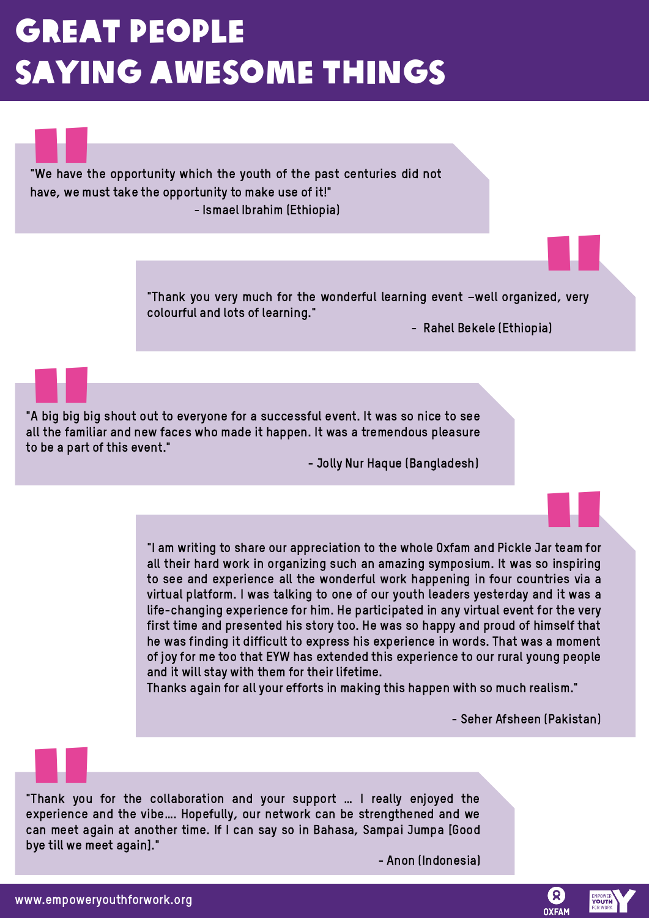# GREAT PEOPLE SAYING AWESOME THINGS

"We have the opportunity which the youth of the past centuries did not have, we must take the opportunity to make use of it!"

- Ismael Ibrahim (Ethiopia)

"Thank you very much for the wonderful learning event –well organized, very colourful and lots of learning."

- Rahel Bekele (Ethiopia)

"A big big big shout out to everyone for a successful event. It was so nice to see all the familiar and new faces who made it happen. It was a tremendous pleasure to be a part of this event."

- Jolly Nur Haque (Bangladesh)

"I am writing to share our appreciation to the whole Oxfam and Pickle Jar team for all their hard work in organizing such an amazing symposium. It was so inspiring to see and experience all the wonderful work happening in four countries via a virtual platform. I was talking to one of our youth leaders yesterday and it was a life-changing experience for him. He participated in any virtual event for the very first time and presented his story too. He was so happy and proud of himself that he was finding it difficult to express his experience in words. That was a moment of joy for me too that EYW has extended this experience to our rural young people and it will stay with them for their lifetime.
Thanks again for all your efforts in making this happen with so much realism."

- Seher Afsheen (Pakistan)

"Thank you for the collaboration and your support … I really enjoyed the experience and the vibe…. Hopefully, our network can be strengthened and we can meet again at another time. If I can say so in Bahasa, Sampai Jumpa [Good bye till we meet again]."

- Anon (Indonesia)

www.empoweryouthforwork.org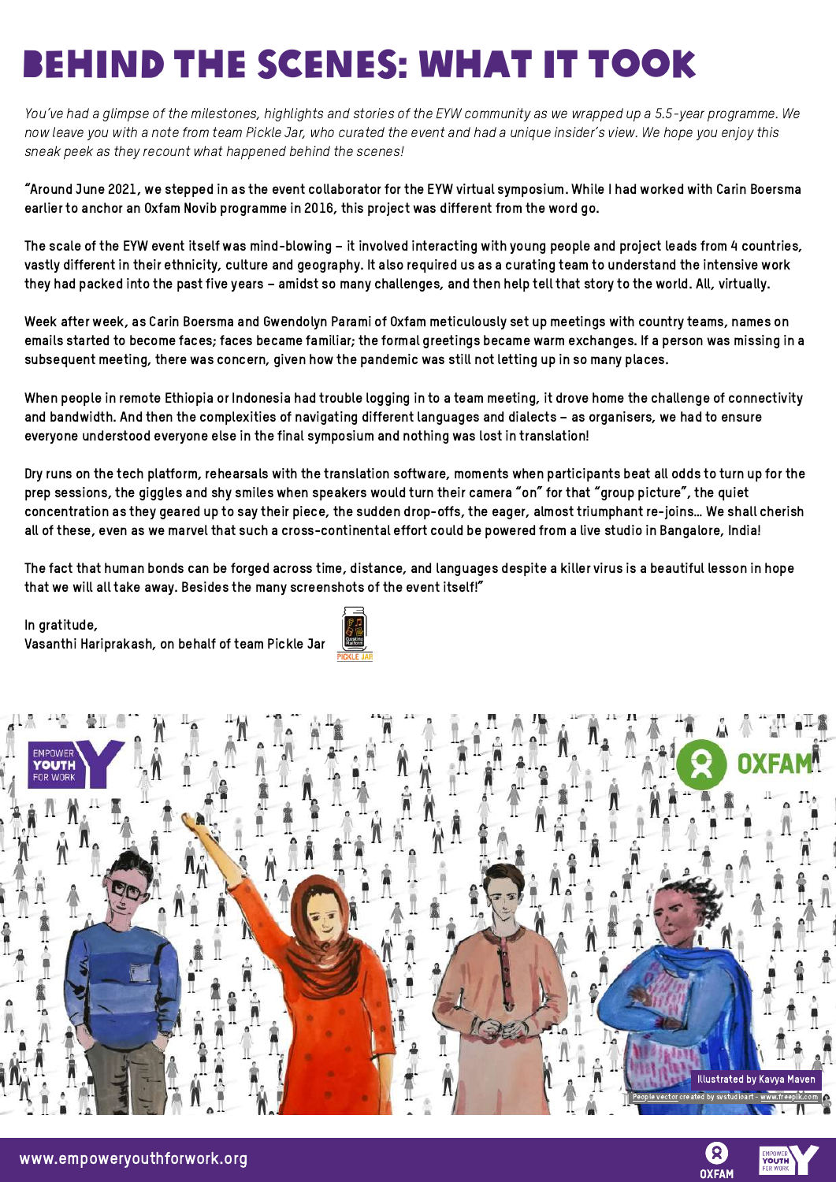# BEHIND THE SCENES: WHAT IT TOOK

*You've had a glimpse of the milestones, highlights and stories of the EYW community as we wrapped up a 5.5-year programme. We now leave you with a note from team Pickle Jar, who curated the event and had a unique insider's view. We hope you enjoy this sneak peek as they recount what happened behind the scenes!*

"Around June 2021, we stepped in as the event collaborator for the EYW virtual symposium. While I had worked with Carin Boersma earlier to anchor an Oxfam Novib programme in 2016, this project was different from the word go.

The scale of the EYW event itself was mind-blowing – it involved interacting with young people and project leads from 4 countries, vastly different in their ethnicity, culture and geography. It also required us as a curating team to understand the intensive work they had packed into the past five years – amidst so many challenges, and then help tell that story to the world. All, virtually.

Week after week, as Carin Boersma and Gwendolyn Parami of Oxfam meticulously set up meetings with country teams, names on emails started to become faces; faces became familiar; the formal greetings became warm exchanges. If a person was missing in a subsequent meeting, there was concern, given how the pandemic was still not letting up in so many places.

When people in remote Ethiopia or Indonesia had trouble logging in to a team meeting, it drove home the challenge of connectivity and bandwidth. And then the complexities of navigating different languages and dialects – as organisers, we had to ensure everyone understood everyone else in the final symposium and nothing was lost in translation!

Dry runs on the tech platform, rehearsals with the translation software, moments when participants beat all odds to turn up for the prep sessions, the giggles and shy smiles when speakers would turn their camera "on" for that "group picture", the quiet concentration as they geared up to say their piece, the sudden drop-offs, the eager, almost triumphant re-joins... We shall cherish all of these, even as we marvel that such a cross-continental effort could be powered from a live studio in Bangalore, India!

The fact that human bonds can be forged across time, distance, and languages despite a killer virus is a beautiful lesson in hope that we will all take away. Besides the many screenshots of the event itself!"

In gratitude,
Vasanthi Hariprakash, on behalf of team Pickle Jar

Illustrated by Kavya Maven

People vector created by svstudioart - www.freepik.com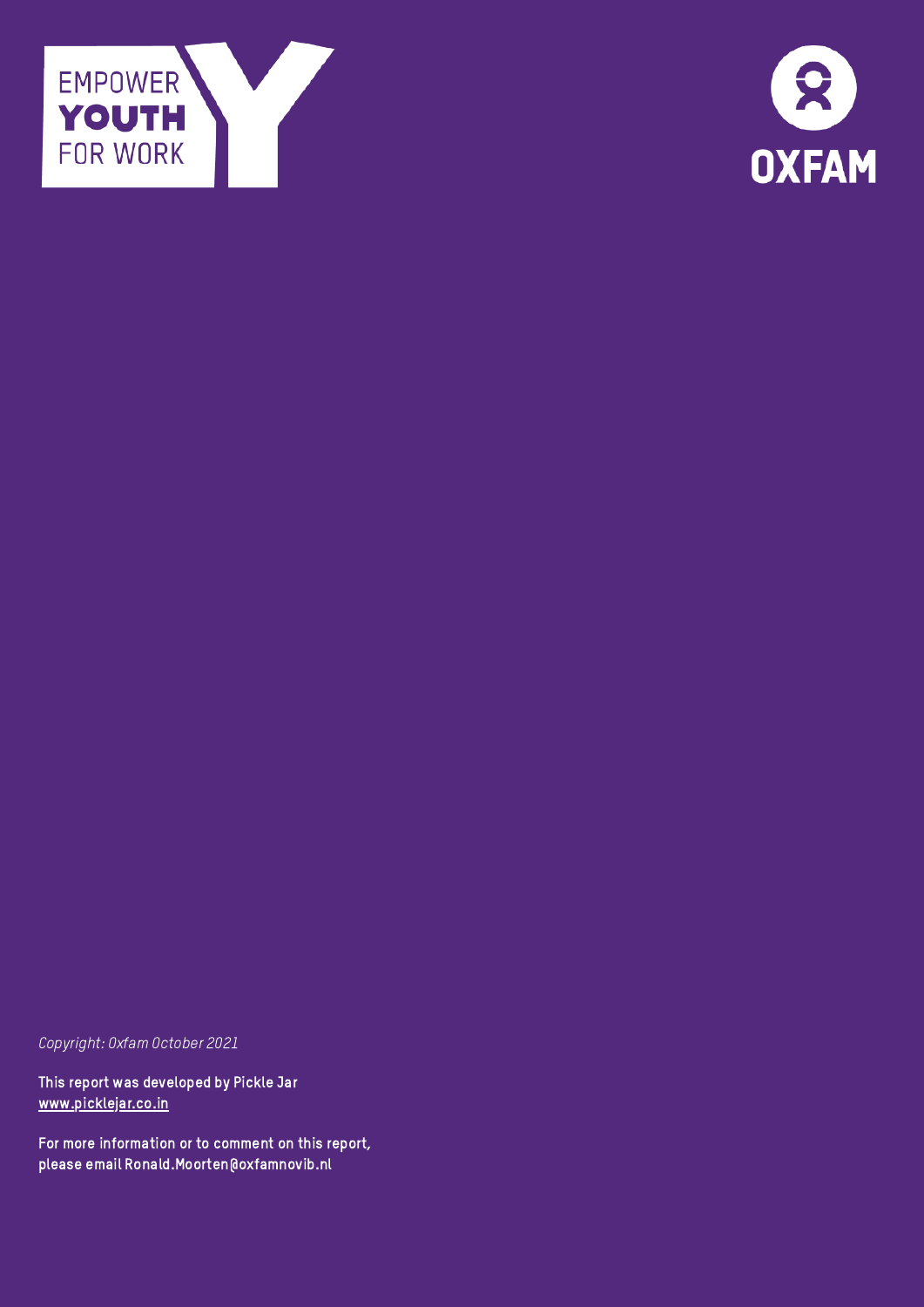EMPOWER
YOUTH
FOR WORK

OXFAM

*Copyright: Oxfam October 2021*

**This report was developed by Pickle Jar**
**www.picklejar.co.in**

**For more information or to comment on this report, please email Ronald.Moorten@oxfamnovib.nl**